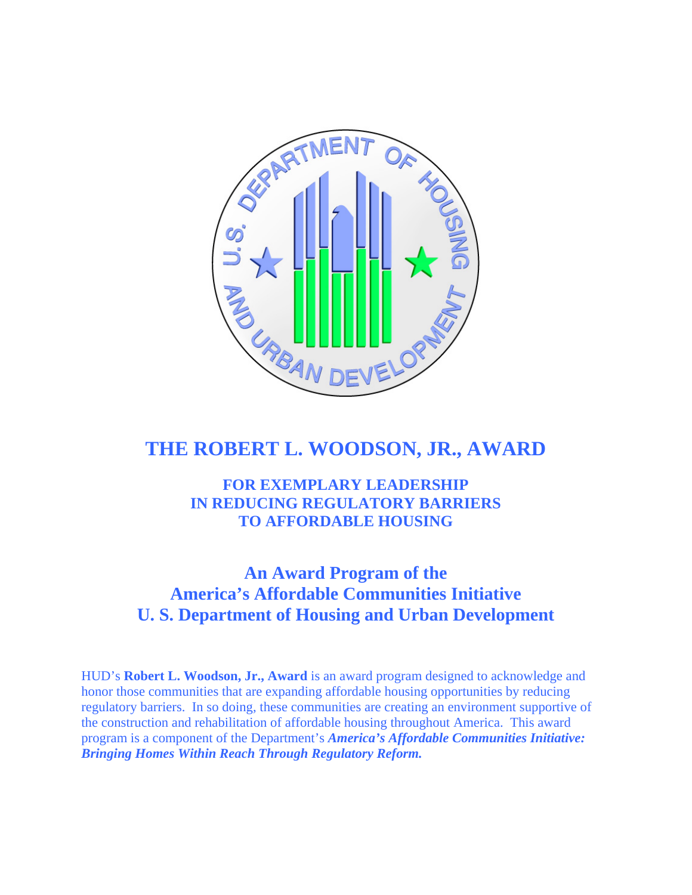# THE ROBERT L. WOODSON, JR., AWARD

## FOR EXEMPLARY LEADERSHIP IN REDUCING REGULATORY BARRIERS TO AFFORDABLE HOUSING

## An Award Program of the America's Affordable Communities Initiative U. S. Department of Housing and Urban Development

HUD's **Robert L. Woodson, Jr., Award** is an award program designed to acknowledge and honor those communities that are expanding affordable housing opportunities by reducing regulatory barriers. In so doing, these communities are creating an environment supportive of the construction and rehabilitation of affordable housing throughout America. This award program is a component of the Department's ***America's Affordable Communities Initiative: Bringing Homes Within Reach Through Regulatory Reform.***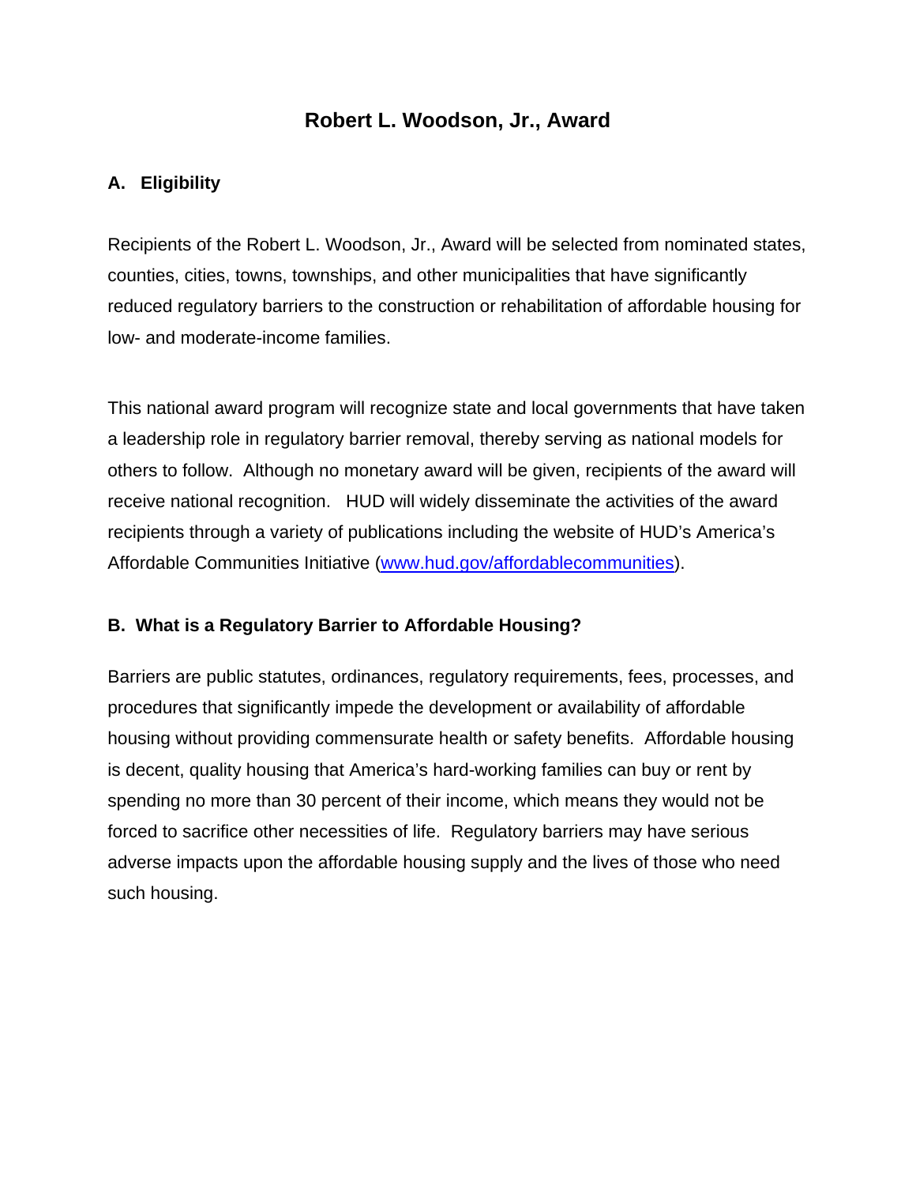# Robert L. Woodson, Jr., Award

## A. Eligibility

Recipients of the Robert L. Woodson, Jr., Award will be selected from nominated states, counties, cities, towns, townships, and other municipalities that have significantly reduced regulatory barriers to the construction or rehabilitation of affordable housing for low- and moderate-income families.

This national award program will recognize state and local governments that have taken a leadership role in regulatory barrier removal, thereby serving as national models for others to follow. Although no monetary award will be given, recipients of the award will receive national recognition. HUD will widely disseminate the activities of the award recipients through a variety of publications including the website of HUD's America's Affordable Communities Initiative (www.hud.gov/affordablecommunities).

## B. What is a Regulatory Barrier to Affordable Housing?

Barriers are public statutes, ordinances, regulatory requirements, fees, processes, and procedures that significantly impede the development or availability of affordable housing without providing commensurate health or safety benefits. Affordable housing is decent, quality housing that America's hard-working families can buy or rent by spending no more than 30 percent of their income, which means they would not be forced to sacrifice other necessities of life. Regulatory barriers may have serious adverse impacts upon the affordable housing supply and the lives of those who need such housing.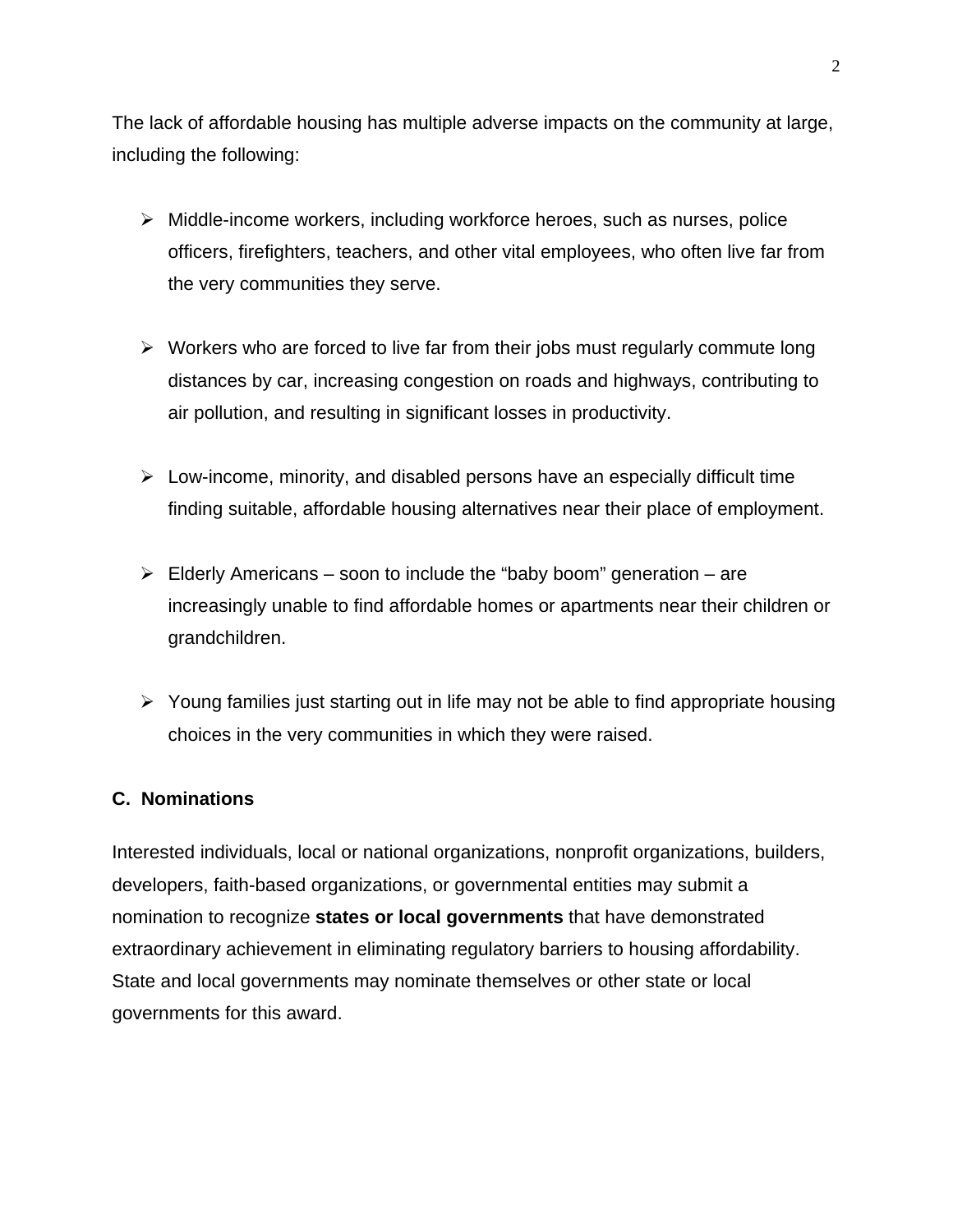The lack of affordable housing has multiple adverse impacts on the community at large, including the following:

- Middle-income workers, including workforce heroes, such as nurses, police officers, firefighters, teachers, and other vital employees, who often live far from the very communities they serve.

- Workers who are forced to live far from their jobs must regularly commute long distances by car, increasing congestion on roads and highways, contributing to air pollution, and resulting in significant losses in productivity.

- Low-income, minority, and disabled persons have an especially difficult time finding suitable, affordable housing alternatives near their place of employment.

- Elderly Americans – soon to include the "baby boom" generation – are increasingly unable to find affordable homes or apartments near their children or grandchildren.

- Young families just starting out in life may not be able to find appropriate housing choices in the very communities in which they were raised.

### C. Nominations

Interested individuals, local or national organizations, nonprofit organizations, builders, developers, faith-based organizations, or governmental entities may submit a nomination to recognize **states or local governments** that have demonstrated extraordinary achievement in eliminating regulatory barriers to housing affordability. State and local governments may nominate themselves or other state or local governments for this award.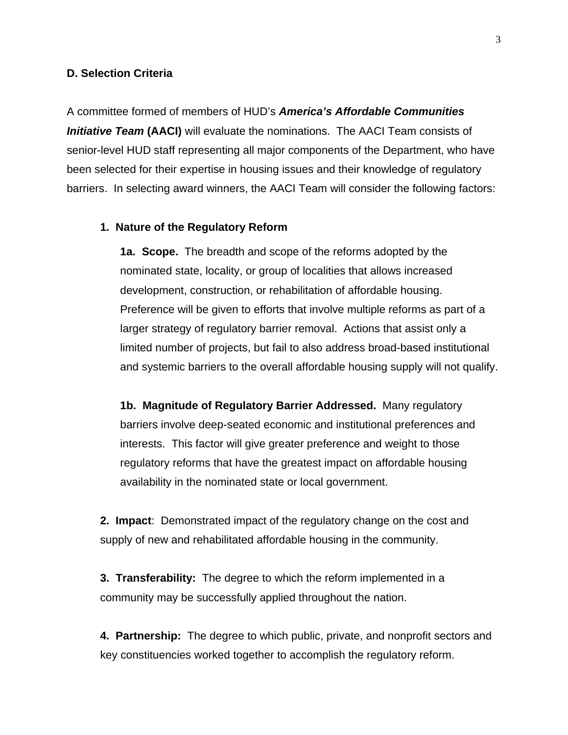**D. Selection Criteria**

A committee formed of members of HUD's ***America's Affordable Communities Initiative Team*** **(AACI)** will evaluate the nominations. The AACI Team consists of senior-level HUD staff representing all major components of the Department, who have been selected for their expertise in housing issues and their knowledge of regulatory barriers. In selecting award winners, the AACI Team will consider the following factors:

**1. Nature of the Regulatory Reform**

**1a. Scope.** The breadth and scope of the reforms adopted by the nominated state, locality, or group of localities that allows increased development, construction, or rehabilitation of affordable housing. Preference will be given to efforts that involve multiple reforms as part of a larger strategy of regulatory barrier removal. Actions that assist only a limited number of projects, but fail to also address broad-based institutional and systemic barriers to the overall affordable housing supply will not qualify.

**1b. Magnitude of Regulatory Barrier Addressed.** Many regulatory barriers involve deep-seated economic and institutional preferences and interests. This factor will give greater preference and weight to those regulatory reforms that have the greatest impact on affordable housing availability in the nominated state or local government.

**2. Impact**: Demonstrated impact of the regulatory change on the cost and supply of new and rehabilitated affordable housing in the community.

**3. Transferability:** The degree to which the reform implemented in a community may be successfully applied throughout the nation.

**4. Partnership:** The degree to which public, private, and nonprofit sectors and key constituencies worked together to accomplish the regulatory reform.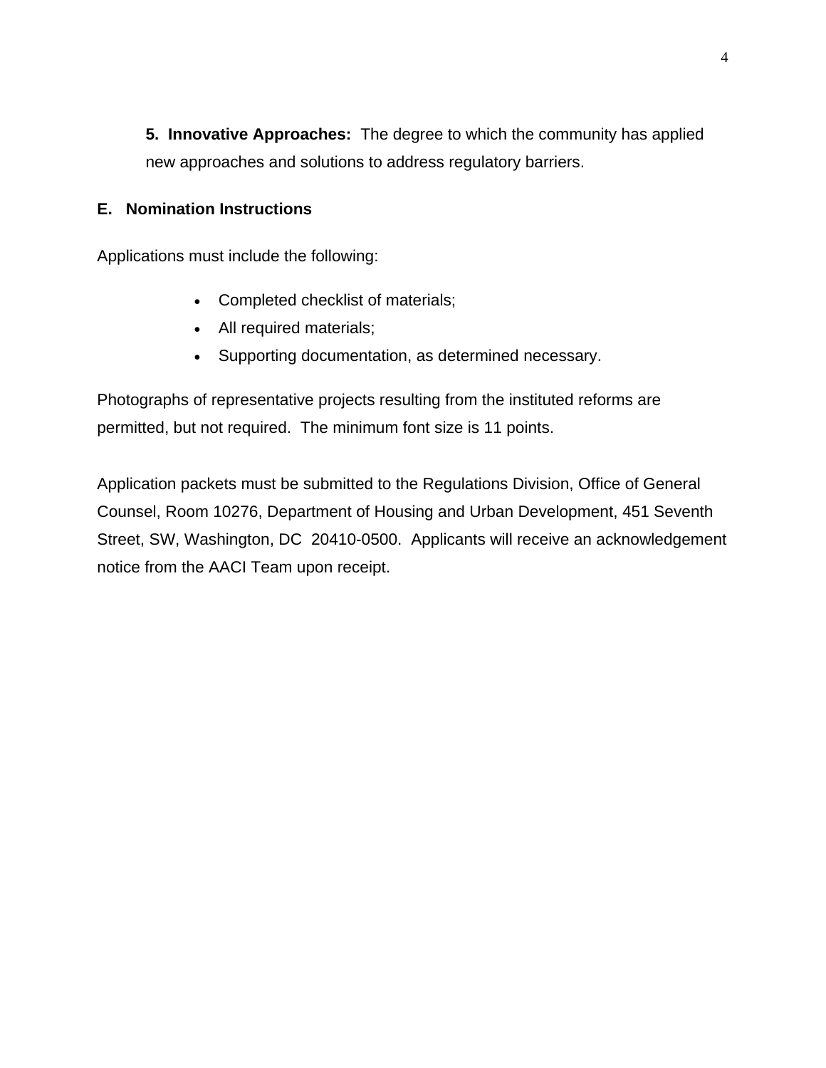**5. Innovative Approaches:** The degree to which the community has applied new approaches and solutions to address regulatory barriers.

## E. Nomination Instructions

Applications must include the following:

- Completed checklist of materials;
- All required materials;
- Supporting documentation, as determined necessary.

Photographs of representative projects resulting from the instituted reforms are permitted, but not required. The minimum font size is 11 points.

Application packets must be submitted to the Regulations Division, Office of General Counsel, Room 10276, Department of Housing and Urban Development, 451 Seventh Street, SW, Washington, DC 20410-0500. Applicants will receive an acknowledgement notice from the AACI Team upon receipt.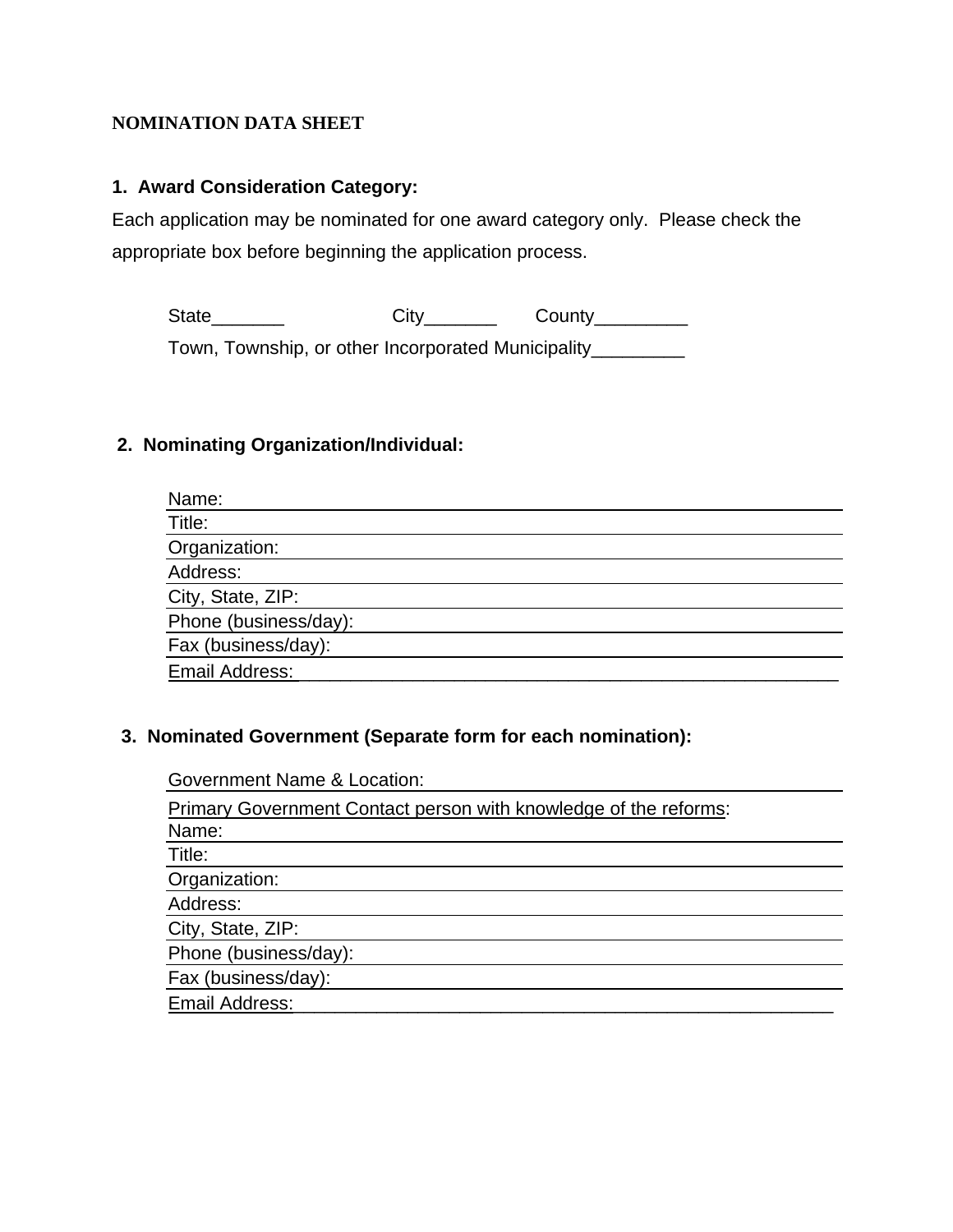# NOMINATION DATA SHEET

## 1. Award Consideration Category:

Each application may be nominated for one award category only. Please check the appropriate box before beginning the application process.

State_______ City_______ County_________

Town, Township, or other Incorporated Municipality_________

## 2. Nominating Organization/Individual:

Name:

Title:

Organization:

Address:

City, State, ZIP:

Phone (business/day):

Fax (business/day):

Email Address:________________________________________________________

## 3. Nominated Government (Separate form for each nomination):

Government Name & Location:

Primary Government Contact person with knowledge of the reforms:

Name:

Title:

Organization:

Address:

City, State, ZIP:

Phone (business/day):

Fax (business/day):

Email Address:________________________________________________________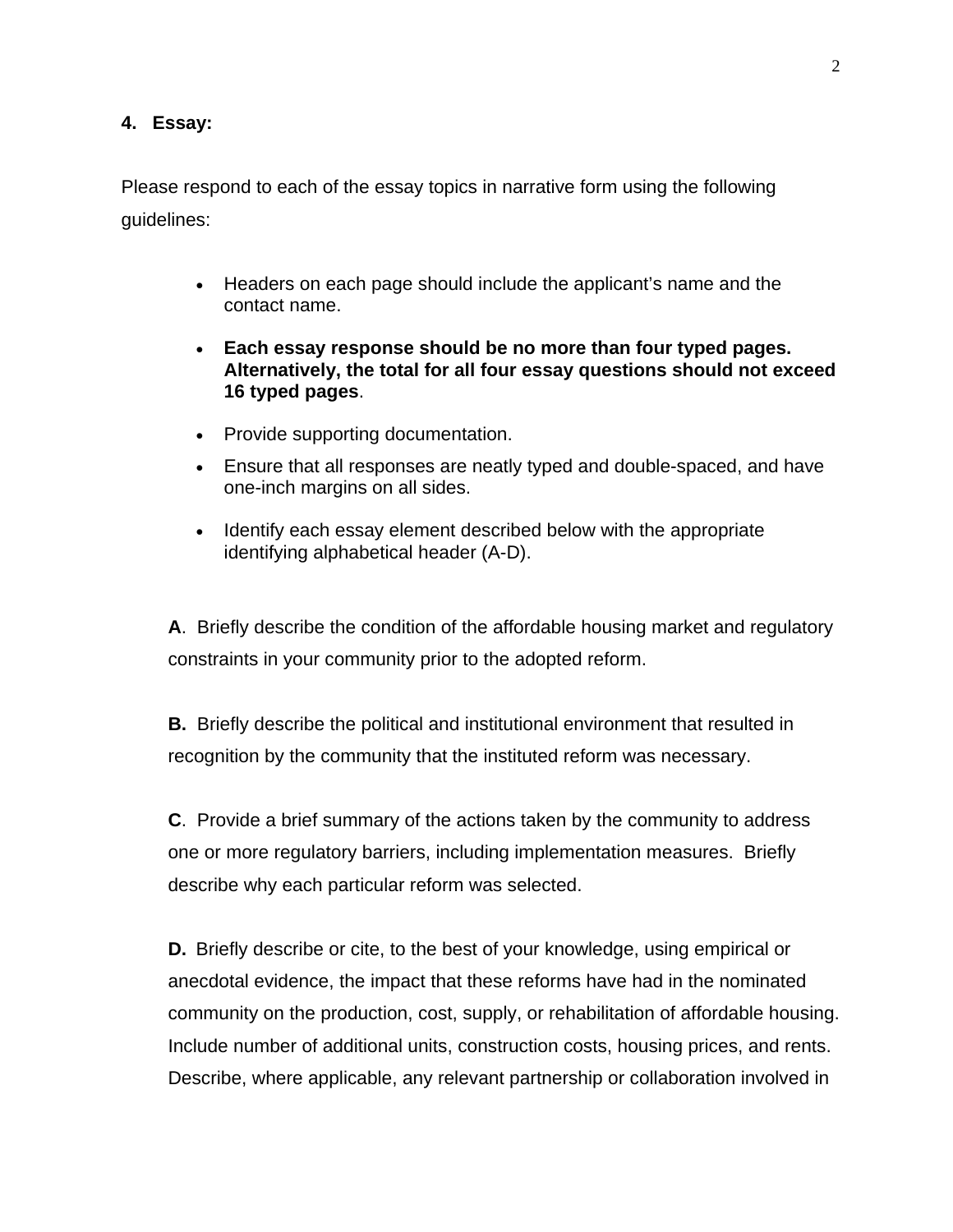**4. Essay:**

Please respond to each of the essay topics in narrative form using the following guidelines:

- Headers on each page should include the applicant's name and the contact name.
- **Each essay response should be no more than four typed pages. Alternatively, the total for all four essay questions should not exceed 16 typed pages**.
- Provide supporting documentation.
- Ensure that all responses are neatly typed and double-spaced, and have one-inch margins on all sides.
- Identify each essay element described below with the appropriate identifying alphabetical header (A-D).

**A**. Briefly describe the condition of the affordable housing market and regulatory constraints in your community prior to the adopted reform.

**B.** Briefly describe the political and institutional environment that resulted in recognition by the community that the instituted reform was necessary.

**C**. Provide a brief summary of the actions taken by the community to address one or more regulatory barriers, including implementation measures. Briefly describe why each particular reform was selected.

**D.** Briefly describe or cite, to the best of your knowledge, using empirical or anecdotal evidence, the impact that these reforms have had in the nominated community on the production, cost, supply, or rehabilitation of affordable housing. Include number of additional units, construction costs, housing prices, and rents. Describe, where applicable, any relevant partnership or collaboration involved in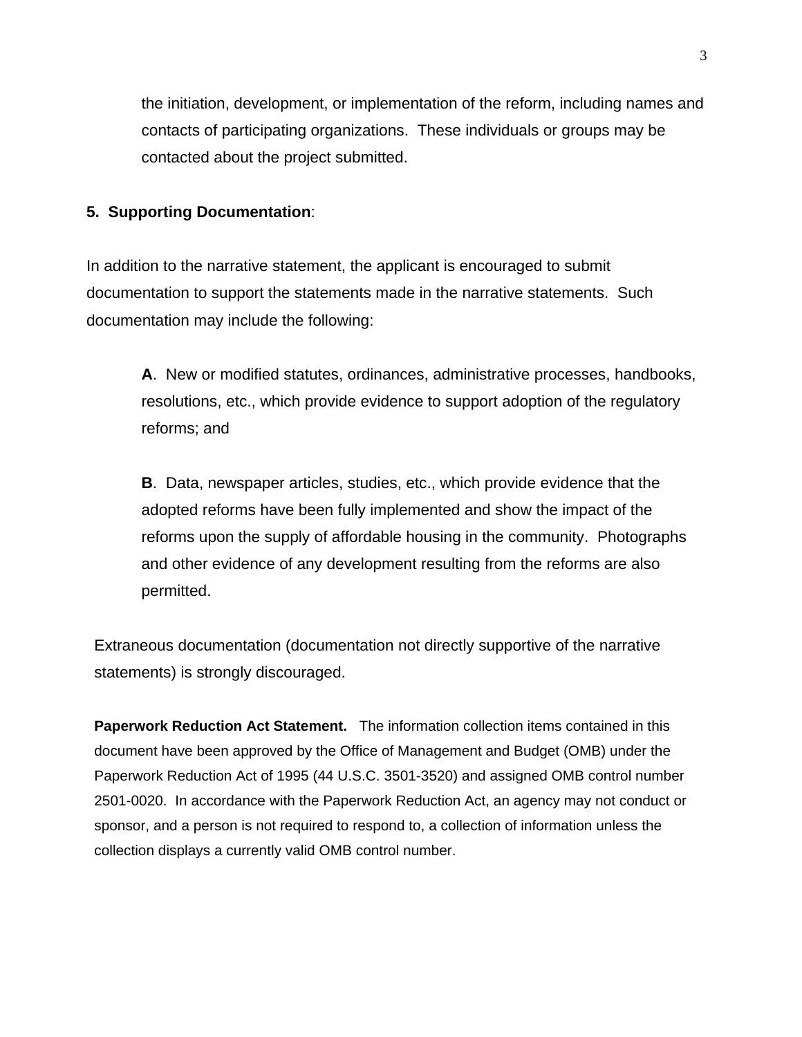the initiation, development, or implementation of the reform, including names and contacts of participating organizations. These individuals or groups may be contacted about the project submitted.

**5. Supporting Documentation**:

In addition to the narrative statement, the applicant is encouraged to submit documentation to support the statements made in the narrative statements. Such documentation may include the following:

> **A**. New or modified statutes, ordinances, administrative processes, handbooks, resolutions, etc., which provide evidence to support adoption of the regulatory reforms; and
>
> **B**. Data, newspaper articles, studies, etc., which provide evidence that the adopted reforms have been fully implemented and show the impact of the reforms upon the supply of affordable housing in the community. Photographs and other evidence of any development resulting from the reforms are also permitted.

Extraneous documentation (documentation not directly supportive of the narrative statements) is strongly discouraged.

**Paperwork Reduction Act Statement.** The information collection items contained in this document have been approved by the Office of Management and Budget (OMB) under the Paperwork Reduction Act of 1995 (44 U.S.C. 3501-3520) and assigned OMB control number 2501-0020. In accordance with the Paperwork Reduction Act, an agency may not conduct or sponsor, and a person is not required to respond to, a collection of information unless the collection displays a currently valid OMB control number.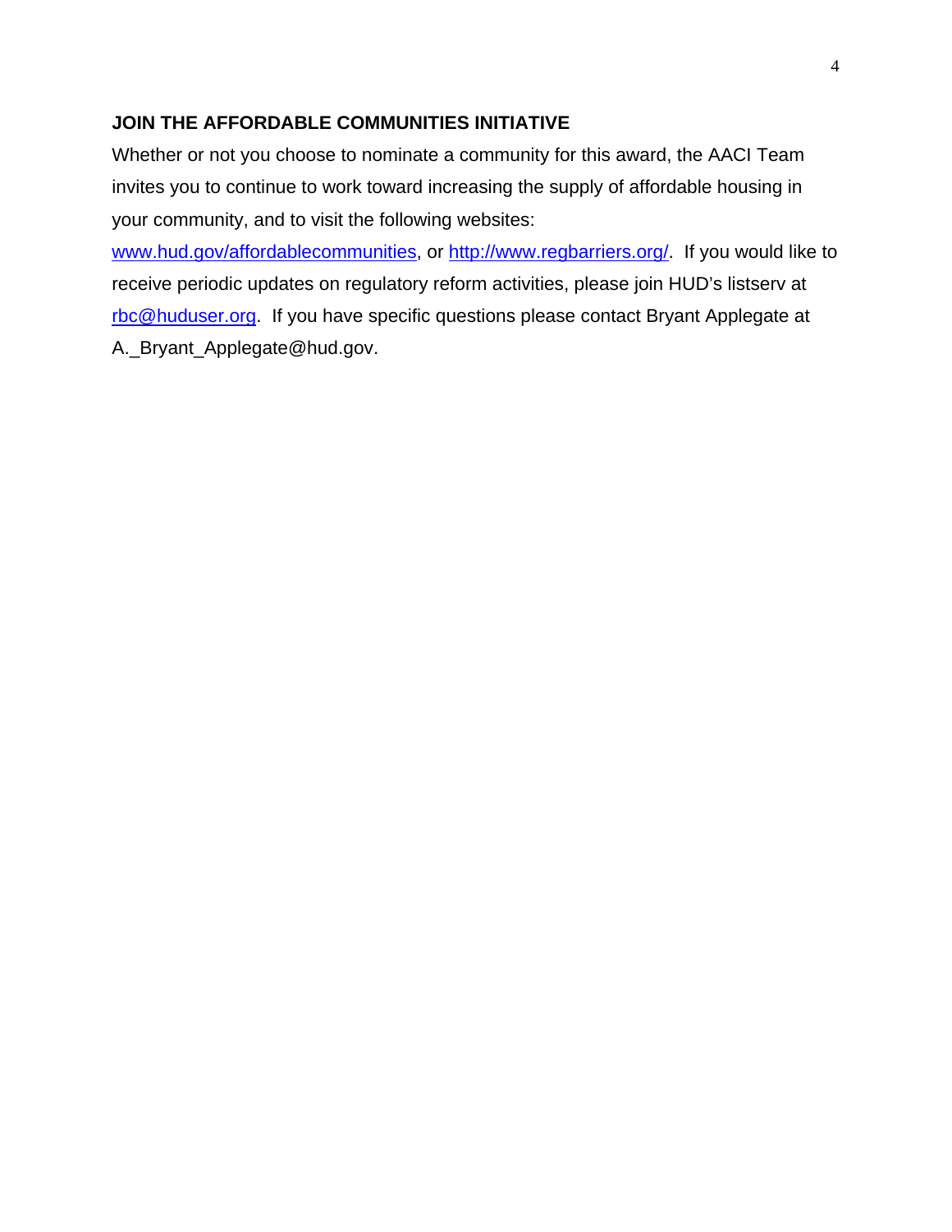## JOIN THE AFFORDABLE COMMUNITIES INITIATIVE

Whether or not you choose to nominate a community for this award, the AACI Team invites you to continue to work toward increasing the supply of affordable housing in your community, and to visit the following websites: www.hud.gov/affordablecommunities, or http://www.regbarriers.org/. If you would like to receive periodic updates on regulatory reform activities, please join HUD's listserv at rbc@huduser.org. If you have specific questions please contact Bryant Applegate at A._Bryant_Applegate@hud.gov.